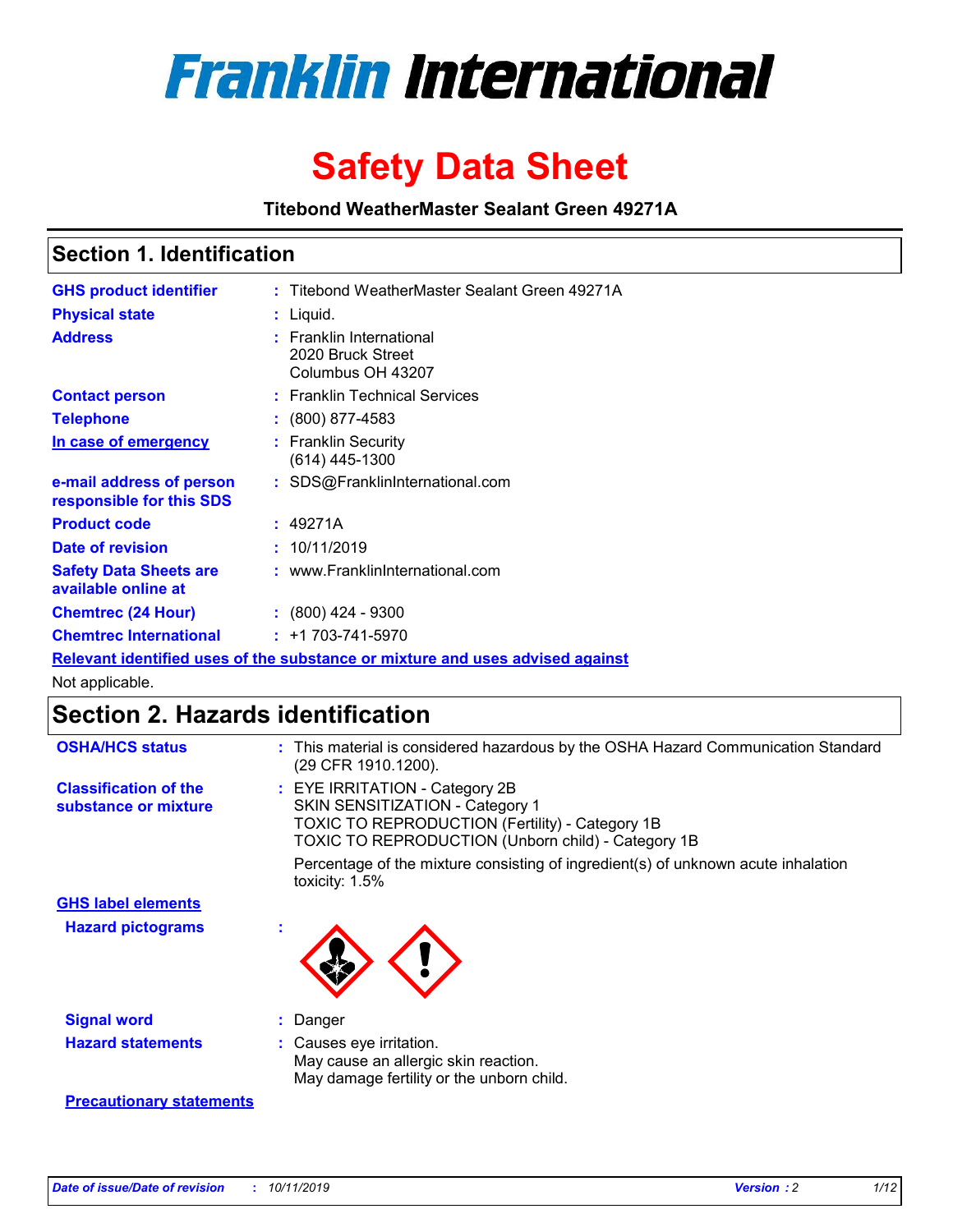# Franklin International

# Safety Data Sheet

**Titebond WeatherMaster Sealant Green 49271A**

## Section 1. Identification

| | |
|---|---|
| **GHS product identifier** | : Titebond WeatherMaster Sealant Green 49271A |
| **Physical state** | : Liquid. |
| **Address** | : Franklin International<br>2020 Bruck Street<br>Columbus OH 43207 |
| **Contact person** | : Franklin Technical Services |
| **Telephone** | : (800) 877-4583 |
| **In case of emergency** | : Franklin Security<br>(614) 445-1300 |
| **e-mail address of person responsible for this SDS** | : SDS@FranklinInternational.com |
| **Product code** | : 49271A |
| **Date of revision** | : 10/11/2019 |
| **Safety Data Sheets are available online at** | : www.FranklinInternational.com |
| **Chemtrec (24 Hour)** | : (800) 424 - 9300 |
| **Chemtrec International** | : +1 703-741-5970 |

**Relevant identified uses of the substance or mixture and uses advised against**

Not applicable.

## Section 2. Hazards identification

**OSHA/HCS status** : This material is considered hazardous by the OSHA Hazard Communication Standard (29 CFR 1910.1200).

**Classification of the substance or mixture** : EYE IRRITATION - Category 2B
SKIN SENSITIZATION - Category 1
TOXIC TO REPRODUCTION (Fertility) - Category 1B
TOXIC TO REPRODUCTION (Unborn child) - Category 1B

Percentage of the mixture consisting of ingredient(s) of unknown acute inhalation toxicity: 1.5%

**GHS label elements**

**Hazard pictograms** :

**Signal word** : Danger

**Hazard statements** : Causes eye irritation.
May cause an allergic skin reaction.
May damage fertility or the unborn child.

**Precautionary statements**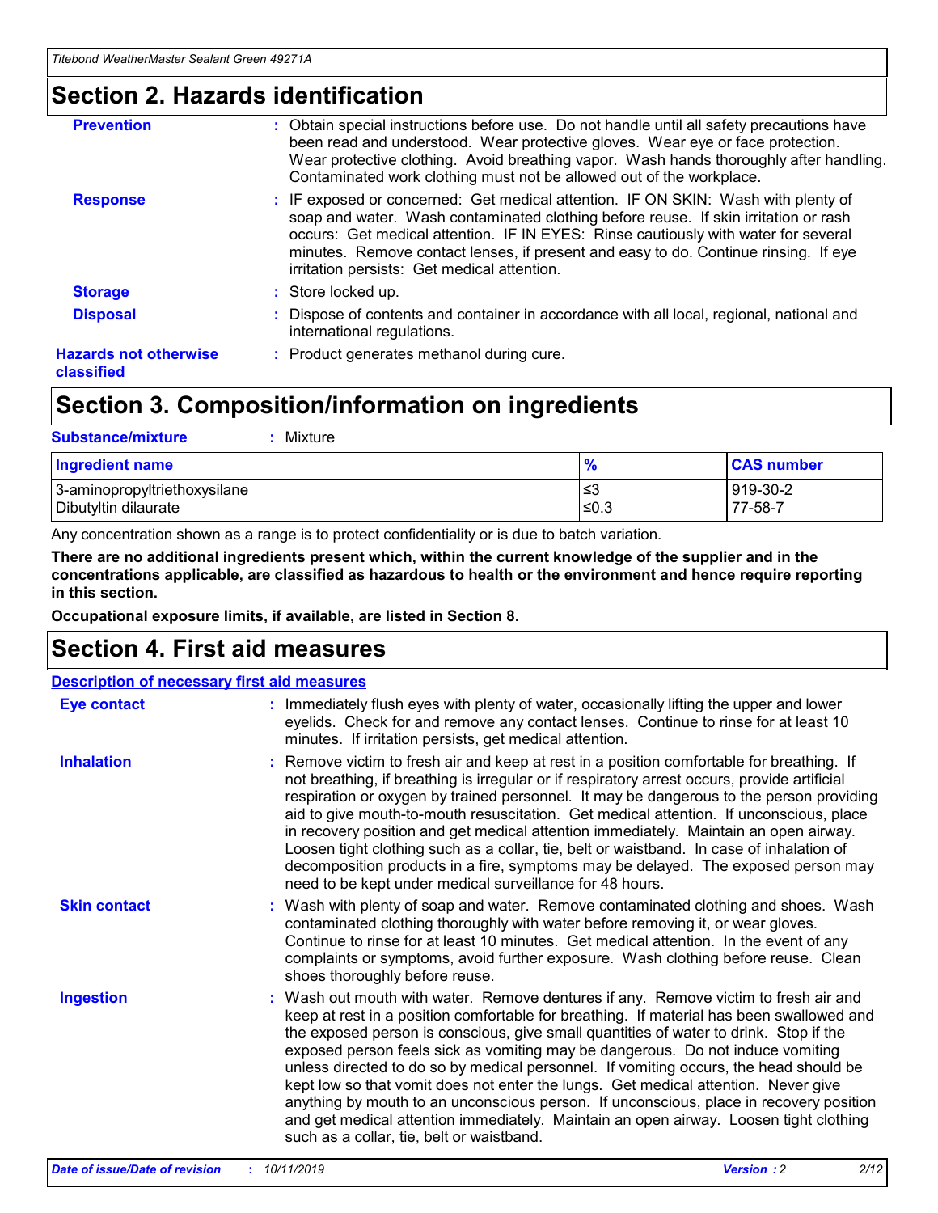## Section 2. Hazards identification

| | |
|---|---|
| **Prevention** | Obtain special instructions before use. Do not handle until all safety precautions have been read and understood. Wear protective gloves. Wear eye or face protection. Wear protective clothing. Avoid breathing vapor. Wash hands thoroughly after handling. Contaminated work clothing must not be allowed out of the workplace. |
| **Response** | IF exposed or concerned: Get medical attention. IF ON SKIN: Wash with plenty of soap and water. Wash contaminated clothing before reuse. If skin irritation or rash occurs: Get medical attention. IF IN EYES: Rinse cautiously with water for several minutes. Remove contact lenses, if present and easy to do. Continue rinsing. If eye irritation persists: Get medical attention. |
| **Storage** | Store locked up. |
| **Disposal** | Dispose of contents and container in accordance with all local, regional, national and international regulations. |
| **Hazards not otherwise classified** | Product generates methanol during cure. |

## Section 3. Composition/information on ingredients

**Substance/mixture** : Mixture

| Ingredient name | % | CAS number |
|---|---|---|
| 3-aminopropyltriethoxysilane | ≤3 | 919-30-2 |
| Dibutyltin dilaurate | ≤0.3 | 77-58-7 |

Any concentration shown as a range is to protect confidentiality or is due to batch variation.

**There are no additional ingredients present which, within the current knowledge of the supplier and in the concentrations applicable, are classified as hazardous to health or the environment and hence require reporting in this section.**

**Occupational exposure limits, if available, are listed in Section 8.**

## Section 4. First aid measures

**Description of necessary first aid measures**

| | |
|---|---|
| **Eye contact** | Immediately flush eyes with plenty of water, occasionally lifting the upper and lower eyelids. Check for and remove any contact lenses. Continue to rinse for at least 10 minutes. If irritation persists, get medical attention. |
| **Inhalation** | Remove victim to fresh air and keep at rest in a position comfortable for breathing. If not breathing, if breathing is irregular or if respiratory arrest occurs, provide artificial respiration or oxygen by trained personnel. It may be dangerous to the person providing aid to give mouth-to-mouth resuscitation. Get medical attention. If unconscious, place in recovery position and get medical attention immediately. Maintain an open airway. Loosen tight clothing such as a collar, tie, belt or waistband. In case of inhalation of decomposition products in a fire, symptoms may be delayed. The exposed person may need to be kept under medical surveillance for 48 hours. |
| **Skin contact** | Wash with plenty of soap and water. Remove contaminated clothing and shoes. Wash contaminated clothing thoroughly with water before removing it, or wear gloves. Continue to rinse for at least 10 minutes. Get medical attention. In the event of any complaints or symptoms, avoid further exposure. Wash clothing before reuse. Clean shoes thoroughly before reuse. |
| **Ingestion** | Wash out mouth with water. Remove dentures if any. Remove victim to fresh air and keep at rest in a position comfortable for breathing. If material has been swallowed and the exposed person is conscious, give small quantities of water to drink. Stop if the exposed person feels sick as vomiting may be dangerous. Do not induce vomiting unless directed to do so by medical personnel. If vomiting occurs, the head should be kept low so that vomit does not enter the lungs. Get medical attention. Never give anything by mouth to an unconscious person. If unconscious, place in recovery position and get medical attention immediately. Maintain an open airway. Loosen tight clothing such as a collar, tie, belt or waistband. |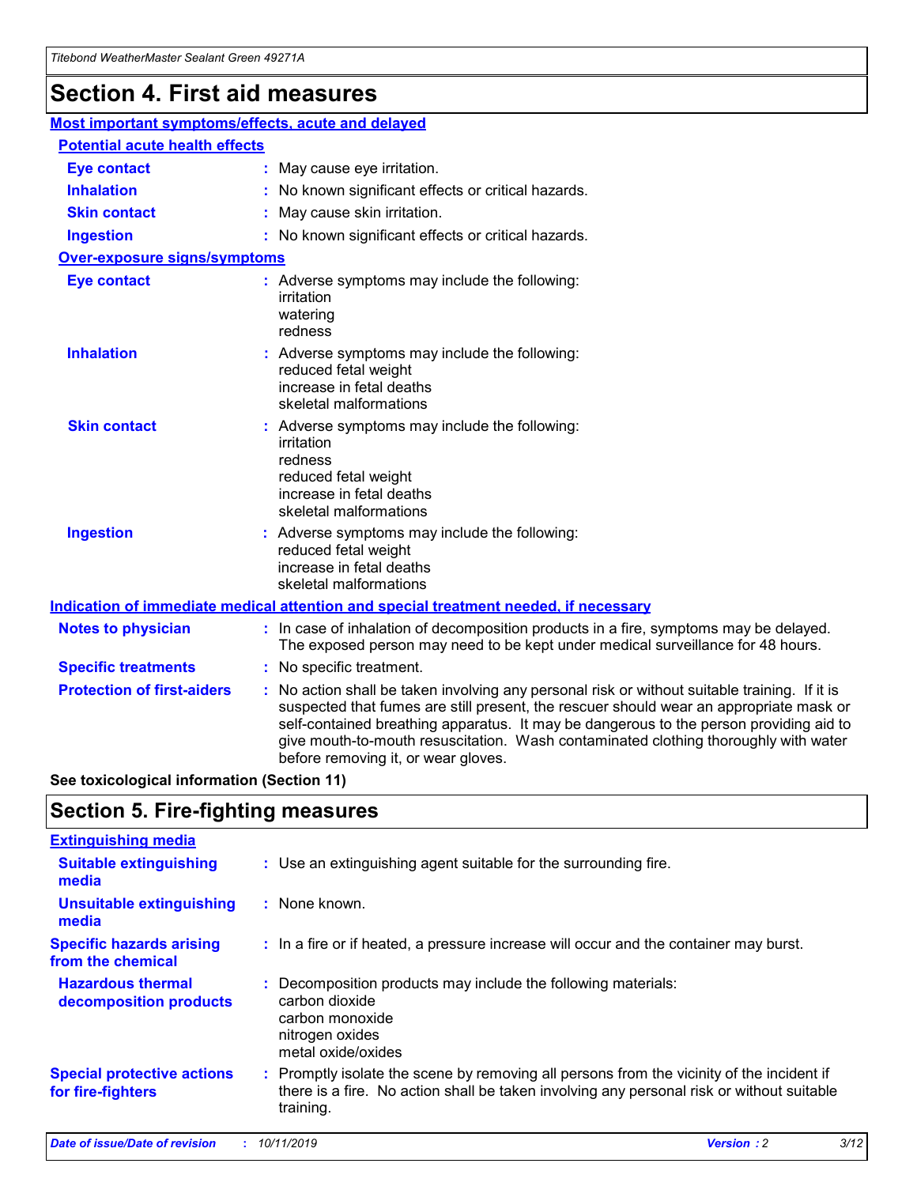# Section 4. First aid measures

## Most important symptoms/effects, acute and delayed

### Potential acute health effects

| | |
|---|---|
| **Eye contact** | May cause eye irritation. |
| **Inhalation** | No known significant effects or critical hazards. |
| **Skin contact** | May cause skin irritation. |
| **Ingestion** | No known significant effects or critical hazards. |

### Over-exposure signs/symptoms

| | |
|---|---|
| **Eye contact** | Adverse symptoms may include the following: irritation, watering, redness |
| **Inhalation** | Adverse symptoms may include the following: reduced fetal weight, increase in fetal deaths, skeletal malformations |
| **Skin contact** | Adverse symptoms may include the following: irritation, redness, reduced fetal weight, increase in fetal deaths, skeletal malformations |
| **Ingestion** | Adverse symptoms may include the following: reduced fetal weight, increase in fetal deaths, skeletal malformations |

## Indication of immediate medical attention and special treatment needed, if necessary

| | |
|---|---|
| **Notes to physician** | In case of inhalation of decomposition products in a fire, symptoms may be delayed. The exposed person may need to be kept under medical surveillance for 48 hours. |
| **Specific treatments** | No specific treatment. |
| **Protection of first-aiders** | No action shall be taken involving any personal risk or without suitable training. If it is suspected that fumes are still present, the rescuer should wear an appropriate mask or self-contained breathing apparatus. It may be dangerous to the person providing aid to give mouth-to-mouth resuscitation. Wash contaminated clothing thoroughly with water before removing it, or wear gloves. |

**See toxicological information (Section 11)**

# Section 5. Fire-fighting measures

## Extinguishing media

| | |
|---|---|
| **Suitable extinguishing media** | Use an extinguishing agent suitable for the surrounding fire. |
| **Unsuitable extinguishing media** | None known. |
| **Specific hazards arising from the chemical** | In a fire or if heated, a pressure increase will occur and the container may burst. |
| **Hazardous thermal decomposition products** | Decomposition products may include the following materials: carbon dioxide, carbon monoxide, nitrogen oxides, metal oxide/oxides |
| **Special protective actions for fire-fighters** | Promptly isolate the scene by removing all persons from the vicinity of the incident if there is a fire. No action shall be taken involving any personal risk or without suitable training. |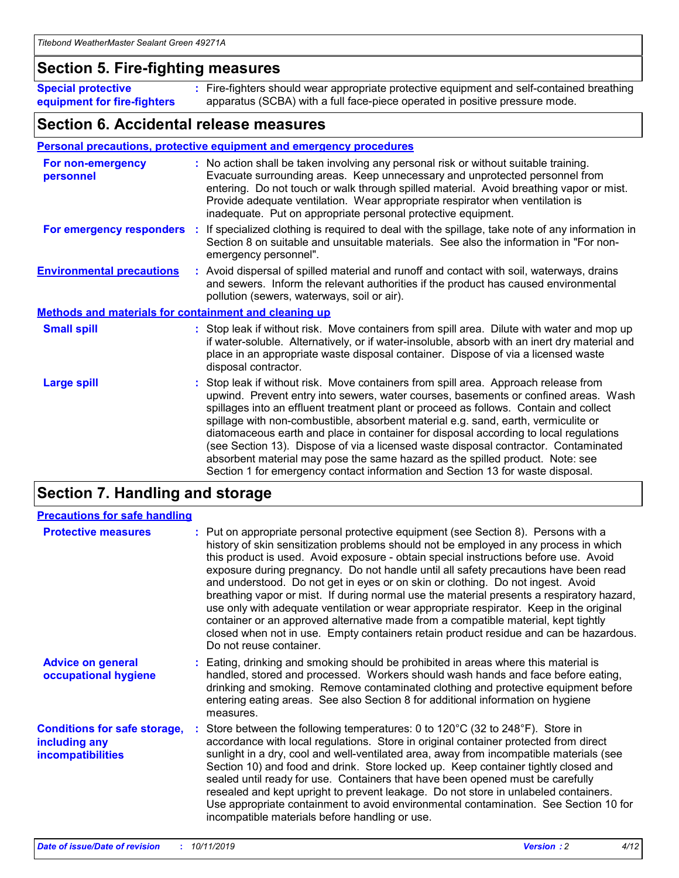## Section 5. Fire-fighting measures

**Special protective equipment for fire-fighters** : Fire-fighters should wear appropriate protective equipment and self-contained breathing apparatus (SCBA) with a full face-piece operated in positive pressure mode.

## Section 6. Accidental release measures

### Personal precautions, protective equipment and emergency procedures

**For non-emergency personnel** : No action shall be taken involving any personal risk or without suitable training. Evacuate surrounding areas. Keep unnecessary and unprotected personnel from entering. Do not touch or walk through spilled material. Avoid breathing vapor or mist. Provide adequate ventilation. Wear appropriate respirator when ventilation is inadequate. Put on appropriate personal protective equipment.

**For emergency responders** : If specialized clothing is required to deal with the spillage, take note of any information in Section 8 on suitable and unsuitable materials. See also the information in "For non-emergency personnel".

**Environmental precautions** : Avoid dispersal of spilled material and runoff and contact with soil, waterways, drains and sewers. Inform the relevant authorities if the product has caused environmental pollution (sewers, waterways, soil or air).

### Methods and materials for containment and cleaning up

**Small spill** : Stop leak if without risk. Move containers from spill area. Dilute with water and mop up if water-soluble. Alternatively, or if water-insoluble, absorb with an inert dry material and place in an appropriate waste disposal container. Dispose of via a licensed waste disposal contractor.

**Large spill** : Stop leak if without risk. Move containers from spill area. Approach release from upwind. Prevent entry into sewers, water courses, basements or confined areas. Wash spillages into an effluent treatment plant or proceed as follows. Contain and collect spillage with non-combustible, absorbent material e.g. sand, earth, vermiculite or diatomaceous earth and place in container for disposal according to local regulations (see Section 13). Dispose of via a licensed waste disposal contractor. Contaminated absorbent material may pose the same hazard as the spilled product. Note: see Section 1 for emergency contact information and Section 13 for waste disposal.

## Section 7. Handling and storage

### Precautions for safe handling

**Protective measures** : Put on appropriate personal protective equipment (see Section 8). Persons with a history of skin sensitization problems should not be employed in any process in which this product is used. Avoid exposure - obtain special instructions before use. Avoid exposure during pregnancy. Do not handle until all safety precautions have been read and understood. Do not get in eyes or on skin or clothing. Do not ingest. Avoid breathing vapor or mist. If during normal use the material presents a respiratory hazard, use only with adequate ventilation or wear appropriate respirator. Keep in the original container or an approved alternative made from a compatible material, kept tightly closed when not in use. Empty containers retain product residue and can be hazardous. Do not reuse container.

**Advice on general occupational hygiene** : Eating, drinking and smoking should be prohibited in areas where this material is handled, stored and processed. Workers should wash hands and face before eating, drinking and smoking. Remove contaminated clothing and protective equipment before entering eating areas. See also Section 8 for additional information on hygiene measures.

**Conditions for safe storage, including any incompatibilities** : Store between the following temperatures: 0 to 120°C (32 to 248°F). Store in accordance with local regulations. Store in original container protected from direct sunlight in a dry, cool and well-ventilated area, away from incompatible materials (see Section 10) and food and drink. Store locked up. Keep container tightly closed and sealed until ready for use. Containers that have been opened must be carefully resealed and kept upright to prevent leakage. Do not store in unlabeled containers. Use appropriate containment to avoid environmental contamination. See Section 10 for incompatible materials before handling or use.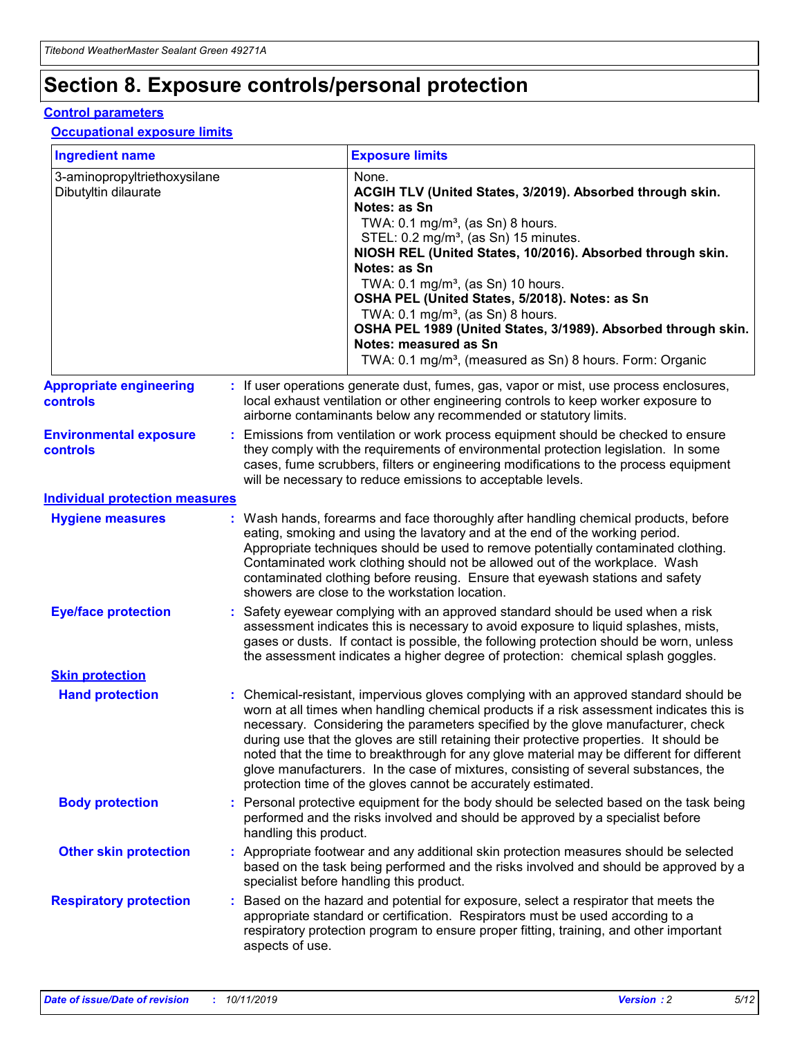# Section 8. Exposure controls/personal protection

## Control parameters

### Occupational exposure limits

| Ingredient name | Exposure limits |
| --- | --- |
| 3-aminopropyltriethoxysilane<br>Dibutyltin dilaurate | None.<br>**ACGIH TLV (United States, 3/2019). Absorbed through skin. Notes: as Sn**<br>TWA: 0.1 mg/m³, (as Sn) 8 hours.<br>STEL: 0.2 mg/m³, (as Sn) 15 minutes.<br>**NIOSH REL (United States, 10/2016). Absorbed through skin. Notes: as Sn**<br>TWA: 0.1 mg/m³, (as Sn) 10 hours.<br>**OSHA PEL (United States, 5/2018). Notes: as Sn**<br>TWA: 0.1 mg/m³, (as Sn) 8 hours.<br>**OSHA PEL 1989 (United States, 3/1989). Absorbed through skin. Notes: measured as Sn**<br>TWA: 0.1 mg/m³, (measured as Sn) 8 hours. Form: Organic |

**Appropriate engineering controls** : If user operations generate dust, fumes, gas, vapor or mist, use process enclosures, local exhaust ventilation or other engineering controls to keep worker exposure to airborne contaminants below any recommended or statutory limits.

**Environmental exposure controls** : Emissions from ventilation or work process equipment should be checked to ensure they comply with the requirements of environmental protection legislation. In some cases, fume scrubbers, filters or engineering modifications to the process equipment will be necessary to reduce emissions to acceptable levels.

## Individual protection measures

**Hygiene measures** : Wash hands, forearms and face thoroughly after handling chemical products, before eating, smoking and using the lavatory and at the end of the working period. Appropriate techniques should be used to remove potentially contaminated clothing. Contaminated work clothing should not be allowed out of the workplace. Wash contaminated clothing before reusing. Ensure that eyewash stations and safety showers are close to the workstation location.

**Eye/face protection** : Safety eyewear complying with an approved standard should be used when a risk assessment indicates this is necessary to avoid exposure to liquid splashes, mists, gases or dusts. If contact is possible, the following protection should be worn, unless the assessment indicates a higher degree of protection: chemical splash goggles.

### Skin protection

**Hand protection** : Chemical-resistant, impervious gloves complying with an approved standard should be worn at all times when handling chemical products if a risk assessment indicates this is necessary. Considering the parameters specified by the glove manufacturer, check during use that the gloves are still retaining their protective properties. It should be noted that the time to breakthrough for any glove material may be different for different glove manufacturers. In the case of mixtures, consisting of several substances, the protection time of the gloves cannot be accurately estimated.

**Body protection** : Personal protective equipment for the body should be selected based on the task being performed and the risks involved and should be approved by a specialist before handling this product.

**Other skin protection** : Appropriate footwear and any additional skin protection measures should be selected based on the task being performed and the risks involved and should be approved by a specialist before handling this product.

**Respiratory protection** : Based on the hazard and potential for exposure, select a respirator that meets the appropriate standard or certification. Respirators must be used according to a respiratory protection program to ensure proper fitting, training, and other important aspects of use.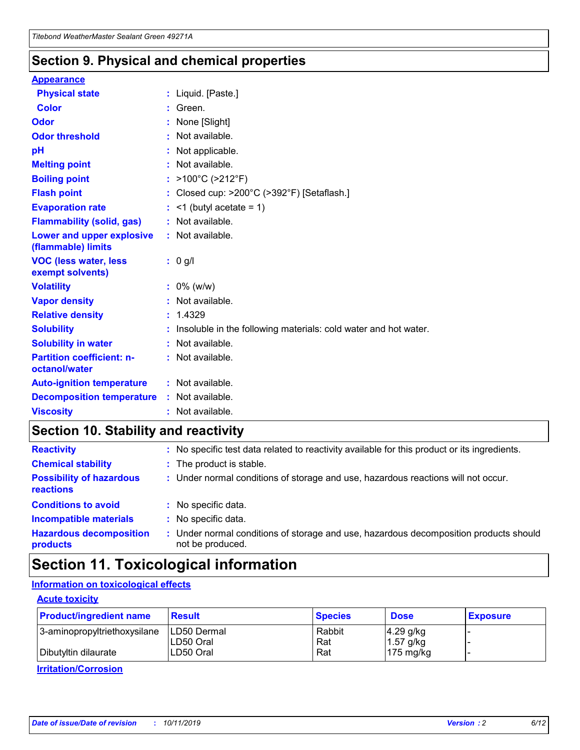## Section 9. Physical and chemical properties

### Appearance

| | |
|---|---|
| **Physical state** | : Liquid. [Paste.] |
| **Color** | : Green. |
| **Odor** | : None [Slight] |
| **Odor threshold** | : Not available. |
| **pH** | : Not applicable. |
| **Melting point** | : Not available. |
| **Boiling point** | : >100°C (>212°F) |
| **Flash point** | : Closed cup: >200°C (>392°F) [Setaflash.] |
| **Evaporation rate** | : <1 (butyl acetate = 1) |
| **Flammability (solid, gas)** | : Not available. |
| **Lower and upper explosive (flammable) limits** | : Not available. |
| **VOC (less water, less exempt solvents)** | : 0 g/l |
| **Volatility** | : 0% (w/w) |
| **Vapor density** | : Not available. |
| **Relative density** | : 1.4329 |
| **Solubility** | : Insoluble in the following materials: cold water and hot water. |
| **Solubility in water** | : Not available. |
| **Partition coefficient: n-octanol/water** | : Not available. |
| **Auto-ignition temperature** | : Not available. |
| **Decomposition temperature** | : Not available. |
| **Viscosity** | : Not available. |

## Section 10. Stability and reactivity

| | |
|---|---|
| **Reactivity** | : No specific test data related to reactivity available for this product or its ingredients. |
| **Chemical stability** | : The product is stable. |
| **Possibility of hazardous reactions** | : Under normal conditions of storage and use, hazardous reactions will not occur. |
| **Conditions to avoid** | : No specific data. |
| **Incompatible materials** | : No specific data. |
| **Hazardous decomposition products** | : Under normal conditions of storage and use, hazardous decomposition products should not be produced. |

## Section 11. Toxicological information

### Information on toxicological effects

#### Acute toxicity

| Product/ingredient name | Result | Species | Dose | Exposure |
|---|---|---|---|---|
| 3-aminopropyltriethoxysilane | LD50 Dermal | Rabbit | 4.29 g/kg | - |
| | LD50 Oral | Rat | 1.57 g/kg | - |
| Dibutyltin dilaurate | LD50 Oral | Rat | 175 mg/kg | - |

#### Irritation/Corrosion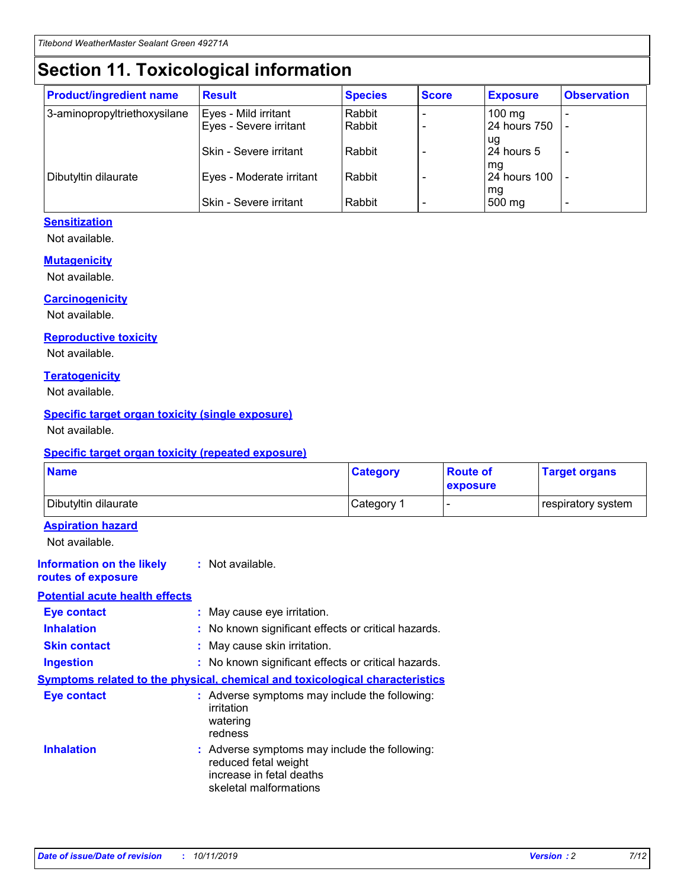# Section 11. Toxicological information

| Product/ingredient name | Result | Species | Score | Exposure | Observation |
|---|---|---|---|---|---|
| 3-aminopropyltriethoxysilane | Eyes - Mild irritant | Rabbit | - | 100 mg | - |
| | Eyes - Severe irritant | Rabbit | - | 24 hours 750 ug | - |
| | Skin - Severe irritant | Rabbit | - | 24 hours 5 mg | - |
| Dibutyltin dilaurate | Eyes - Moderate irritant | Rabbit | - | 24 hours 100 mg | - |
| | Skin - Severe irritant | Rabbit | - | 500 mg | - |

**Sensitization**

Not available.

**Mutagenicity**

Not available.

**Carcinogenicity**

Not available.

**Reproductive toxicity**

Not available.

**Teratogenicity**

Not available.

**Specific target organ toxicity (single exposure)**

Not available.

**Specific target organ toxicity (repeated exposure)**

| Name | Category | Route of exposure | Target organs |
|---|---|---|---|
| Dibutyltin dilaurate | Category 1 | - | respiratory system |

**Aspiration hazard**

Not available.

**Information on the likely routes of exposure** : Not available.

**Potential acute health effects**

**Eye contact** : May cause eye irritation.

**Inhalation** : No known significant effects or critical hazards.

**Skin contact** : May cause skin irritation.

**Ingestion** : No known significant effects or critical hazards.

**Symptoms related to the physical, chemical and toxicological characteristics**

**Eye contact** : Adverse symptoms may include the following:
irritation
watering
redness

**Inhalation** : Adverse symptoms may include the following:
reduced fetal weight
increase in fetal deaths
skeletal malformations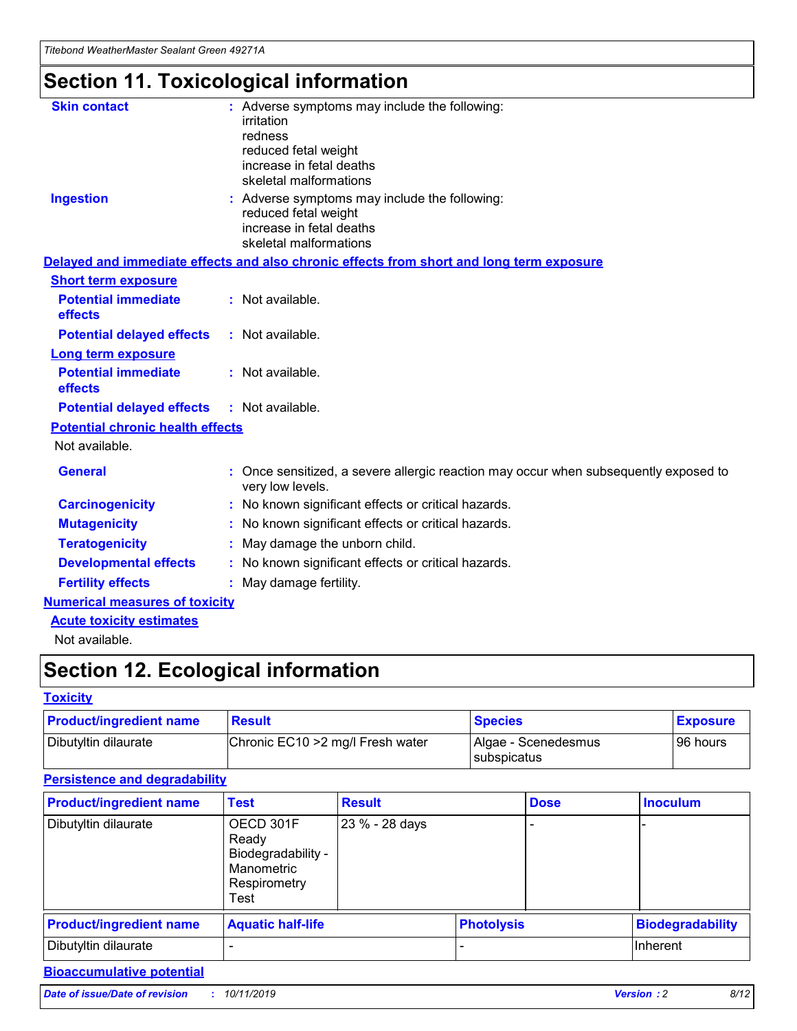# Section 11. Toxicological information

**Skin contact** : Adverse symptoms may include the following:
irritation
redness
reduced fetal weight
increase in fetal deaths
skeletal malformations

**Ingestion** : Adverse symptoms may include the following:
reduced fetal weight
increase in fetal deaths
skeletal malformations

## Delayed and immediate effects and also chronic effects from short and long term exposure

### Short term exposure

**Potential immediate effects** : Not available.

**Potential delayed effects** : Not available.

### Long term exposure

**Potential immediate effects** : Not available.

**Potential delayed effects** : Not available.

### Potential chronic health effects

Not available.

**General** : Once sensitized, a severe allergic reaction may occur when subsequently exposed to very low levels.

**Carcinogenicity** : No known significant effects or critical hazards.

**Mutagenicity** : No known significant effects or critical hazards.

**Teratogenicity** : May damage the unborn child.

**Developmental effects** : No known significant effects or critical hazards.

**Fertility effects** : May damage fertility.

## Numerical measures of toxicity

### Acute toxicity estimates

Not available.

# Section 12. Ecological information

## Toxicity

| Product/ingredient name | Result | Species | Exposure |
|---|---|---|---|
| Dibutyltin dilaurate | Chronic EC10 >2 mg/l Fresh water | Algae - Scenedesmus subspicatus | 96 hours |

## Persistence and degradability

| Product/ingredient name | Test | Result | Dose | Inoculum |
|---|---|---|---|---|
| Dibutyltin dilaurate | OECD 301F Ready Biodegradability - Manometric Respirometry Test | 23 % - 28 days | - | - |

| Product/ingredient name | Aquatic half-life | Photolysis | Biodegradability |
|---|---|---|---|
| Dibutyltin dilaurate | - | - | Inherent |

## Bioaccumulative potential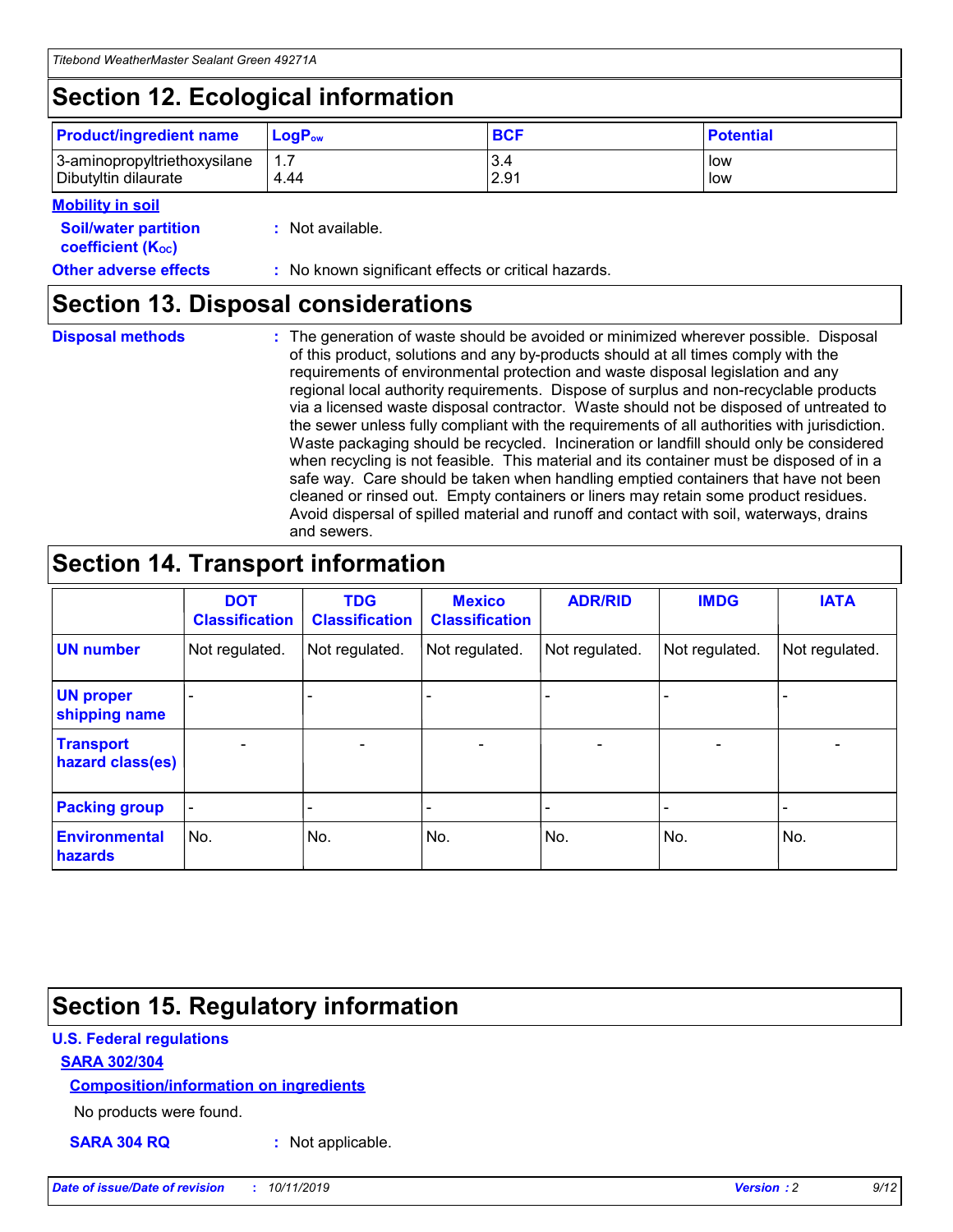## Section 12. Ecological information

| Product/ingredient name | $LogP_{ow}$ | BCF | Potential |
|---|---|---|---|
| 3-aminopropyltriethoxysilane | 1.7 | 3.4 | low |
| Dibutyltin dilaurate | 4.44 | 2.91 | low |

**Mobility in soil**

**Soil/water partition coefficient ($K_{OC}$)** : Not available.

**Other adverse effects** : No known significant effects or critical hazards.

## Section 13. Disposal considerations

**Disposal methods** : The generation of waste should be avoided or minimized wherever possible. Disposal of this product, solutions and any by-products should at all times comply with the requirements of environmental protection and waste disposal legislation and any regional local authority requirements. Dispose of surplus and non-recyclable products via a licensed waste disposal contractor. Waste should not be disposed of untreated to the sewer unless fully compliant with the requirements of all authorities with jurisdiction. Waste packaging should be recycled. Incineration or landfill should only be considered when recycling is not feasible. This material and its container must be disposed of in a safe way. Care should be taken when handling emptied containers that have not been cleaned or rinsed out. Empty containers or liners may retain some product residues. Avoid dispersal of spilled material and runoff and contact with soil, waterways, drains and sewers.

## Section 14. Transport information

| | DOT Classification | TDG Classification | Mexico Classification | ADR/RID | IMDG | IATA |
|---|---|---|---|---|---|---|
| UN number | Not regulated. | Not regulated. | Not regulated. | Not regulated. | Not regulated. | Not regulated. |
| UN proper shipping name | - | - | - | - | - | - |
| Transport hazard class(es) | - | - | - | - | - | - |
| Packing group | - | - | - | - | - | - |
| Environmental hazards | No. | No. | No. | No. | No. | No. |

## Section 15. Regulatory information

**U.S. Federal regulations**

**SARA 302/304**

**Composition/information on ingredients**

No products were found.

**SARA 304 RQ** : Not applicable.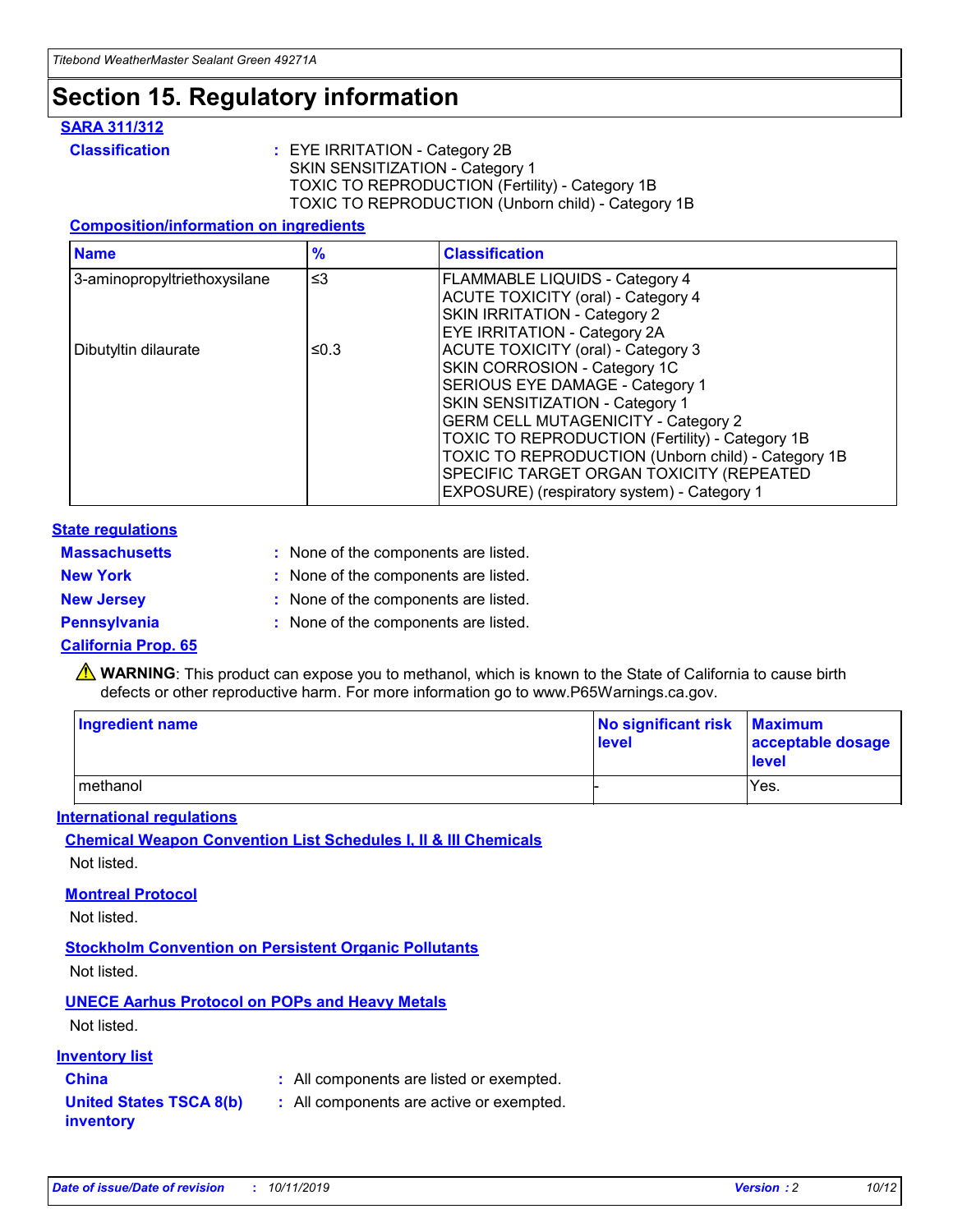# Section 15. Regulatory information

## SARA 311/312

**Classification** : EYE IRRITATION - Category 2B
SKIN SENSITIZATION - Category 1
TOXIC TO REPRODUCTION (Fertility) - Category 1B
TOXIC TO REPRODUCTION (Unborn child) - Category 1B

### Composition/information on ingredients

| Name | % | Classification |
|---|---|---|
| 3-aminopropyltriethoxysilane | ≤3 | FLAMMABLE LIQUIDS - Category 4<br>ACUTE TOXICITY (oral) - Category 4<br>SKIN IRRITATION - Category 2<br>EYE IRRITATION - Category 2A |
| Dibutyltin dilaurate | ≤0.3 | ACUTE TOXICITY (oral) - Category 3<br>SKIN CORROSION - Category 1C<br>SERIOUS EYE DAMAGE - Category 1<br>SKIN SENSITIZATION - Category 1<br>GERM CELL MUTAGENICITY - Category 2<br>TOXIC TO REPRODUCTION (Fertility) - Category 1B<br>TOXIC TO REPRODUCTION (Unborn child) - Category 1B<br>SPECIFIC TARGET ORGAN TOXICITY (REPEATED EXPOSURE) (respiratory system) - Category 1 |

## State regulations

**Massachusetts** : None of the components are listed.

**New York** : None of the components are listed.

**New Jersey** : None of the components are listed.

**Pennsylvania** : None of the components are listed.

**California Prop. 65**

⚠ **WARNING**: This product can expose you to methanol, which is known to the State of California to cause birth defects or other reproductive harm. For more information go to www.P65Warnings.ca.gov.

| Ingredient name | No significant risk level | Maximum acceptable dosage level |
|---|---|---|
| methanol | - | Yes. |

## International regulations

**Chemical Weapon Convention List Schedules I, II & III Chemicals**

Not listed.

**Montreal Protocol**

Not listed.

**Stockholm Convention on Persistent Organic Pollutants**

Not listed.

**UNECE Aarhus Protocol on POPs and Heavy Metals**

Not listed.

## Inventory list

**China** : All components are listed or exempted.

**United States TSCA 8(b) inventory** : All components are active or exempted.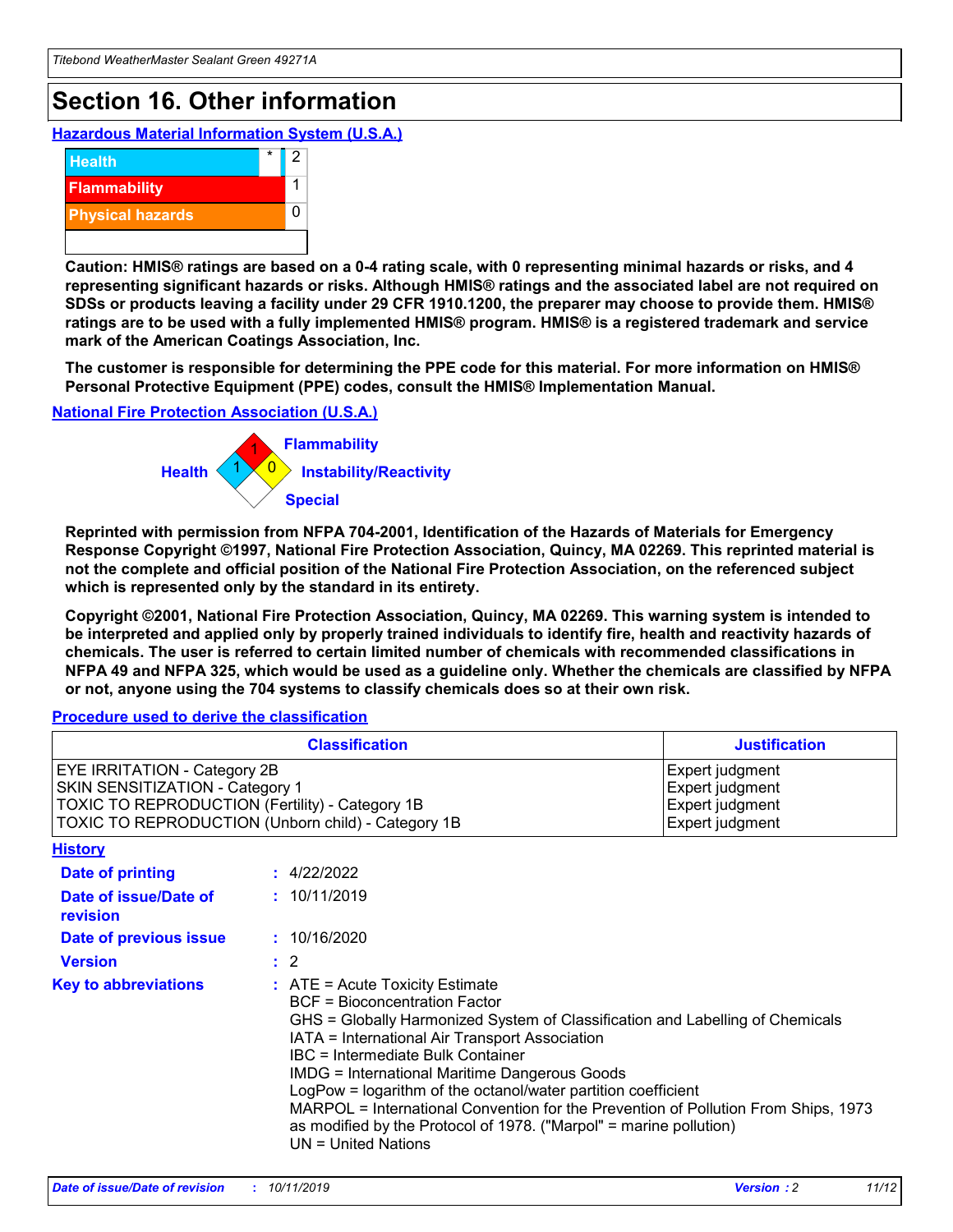# Section 16. Other information

## Hazardous Material Information System (U.S.A.)

| | | |
|---|---|---|
| Health | * | 2 |
| Flammability | | 1 |
| Physical hazards | | 0 |
| | | |

**Caution: HMIS® ratings are based on a 0-4 rating scale, with 0 representing minimal hazards or risks, and 4 representing significant hazards or risks. Although HMIS® ratings and the associated label are not required on SDSs or products leaving a facility under 29 CFR 1910.1200, the preparer may choose to provide them. HMIS® ratings are to be used with a fully implemented HMIS® program. HMIS® is a registered trademark and service mark of the American Coatings Association, Inc.**

**The customer is responsible for determining the PPE code for this material. For more information on HMIS® Personal Protective Equipment (PPE) codes, consult the HMIS® Implementation Manual.**

## National Fire Protection Association (U.S.A.)

- Health: 1
- Flammability: 1
- Instability/Reactivity: 0
- Special:

**Reprinted with permission from NFPA 704-2001, Identification of the Hazards of Materials for Emergency Response Copyright ©1997, National Fire Protection Association, Quincy, MA 02269. This reprinted material is not the complete and official position of the National Fire Protection Association, on the referenced subject which is represented only by the standard in its entirety.**

**Copyright ©2001, National Fire Protection Association, Quincy, MA 02269. This warning system is intended to be interpreted and applied only by properly trained individuals to identify fire, health and reactivity hazards of chemicals. The user is referred to certain limited number of chemicals with recommended classifications in NFPA 49 and NFPA 325, which would be used as a guideline only. Whether the chemicals are classified by NFPA or not, anyone using the 704 systems to classify chemicals does so at their own risk.**

## Procedure used to derive the classification

| Classification | Justification |
|---|---|
| EYE IRRITATION - Category 2B | Expert judgment |
| SKIN SENSITIZATION - Category 1 | Expert judgment |
| TOXIC TO REPRODUCTION (Fertility) - Category 1B | Expert judgment |
| TOXIC TO REPRODUCTION (Unborn child) - Category 1B | Expert judgment |

## History

**Date of printing** : 4/22/2022

**Date of issue/Date of revision** : 10/11/2019

**Date of previous issue** : 10/16/2020

**Version** : 2

**Key to abbreviations** :
ATE = Acute Toxicity Estimate
BCF = Bioconcentration Factor
GHS = Globally Harmonized System of Classification and Labelling of Chemicals
IATA = International Air Transport Association
IBC = Intermediate Bulk Container
IMDG = International Maritime Dangerous Goods
LogPow = logarithm of the octanol/water partition coefficient
MARPOL = International Convention for the Prevention of Pollution From Ships, 1973 as modified by the Protocol of 1978. ("Marpol" = marine pollution)
UN = United Nations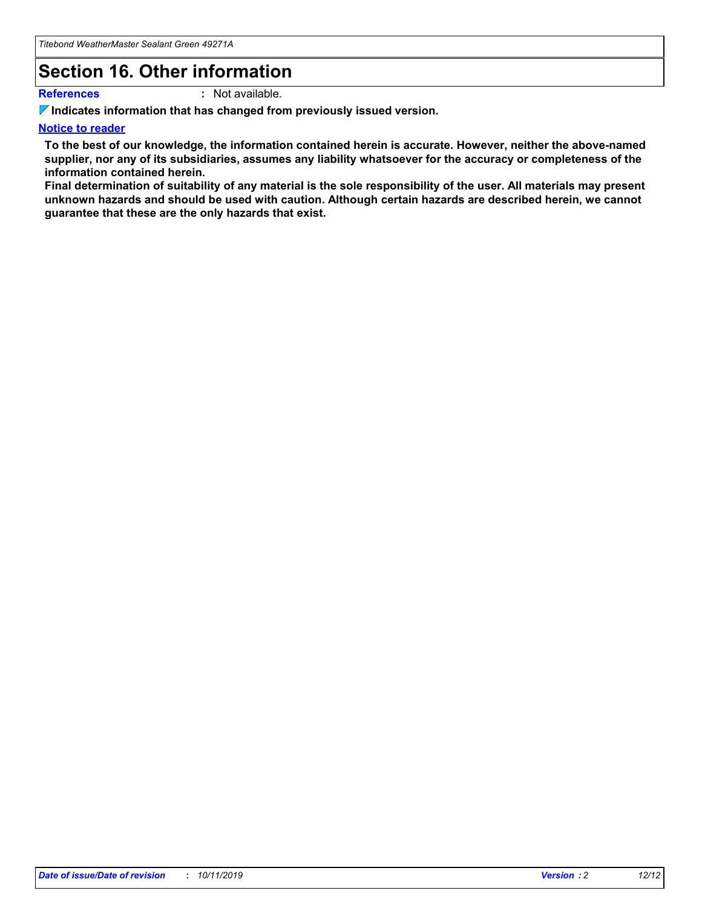## Section 16. Other information

**References** : Not available.

**Indicates information that has changed from previously issued version.**

**Notice to reader**

**To the best of our knowledge, the information contained herein is accurate. However, neither the above-named supplier, nor any of its subsidiaries, assumes any liability whatsoever for the accuracy or completeness of the information contained herein.**

**Final determination of suitability of any material is the sole responsibility of the user. All materials may present unknown hazards and should be used with caution. Although certain hazards are described herein, we cannot guarantee that these are the only hazards that exist.**